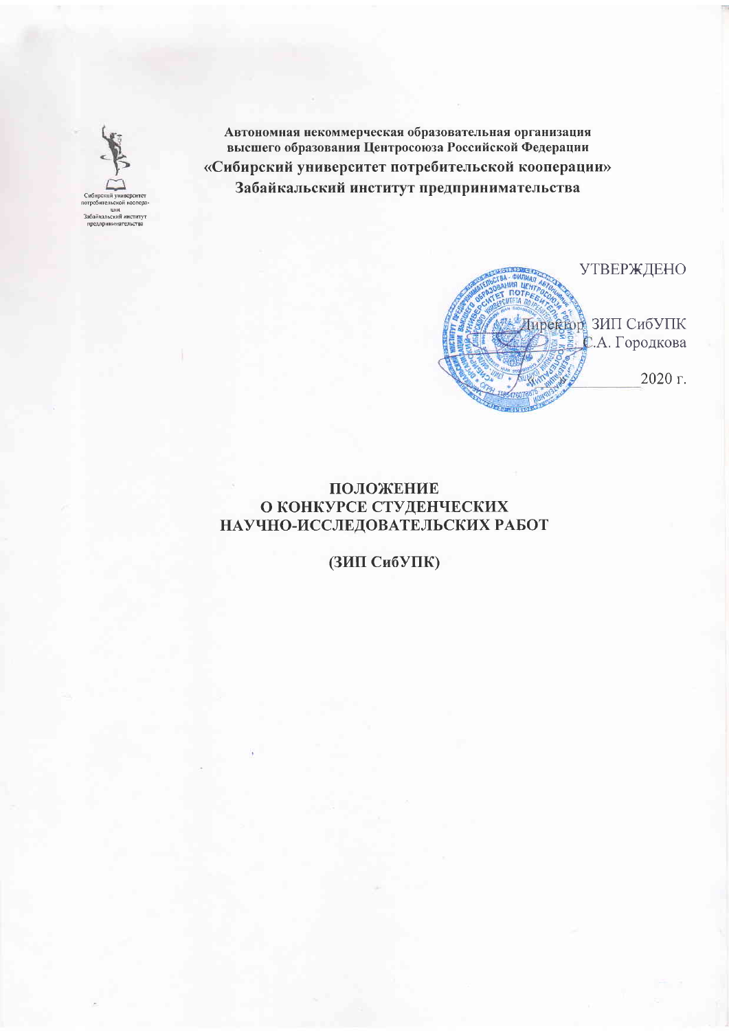Сибирский университет потребительской кооперации
Забайкальский институт предпринимательства

**Автономная некоммерческая образовательная организация высшего образования Центросоюза Российской Федерации**
**«Сибирский университет потребительской кооперации»**
**Забайкальский институт предпринимательства**

УТВЕРЖДЕНО

Директор ЗИП СибУПК
С.А. Городкова

_______________ 2020 г.

# ПОЛОЖЕНИЕ
# О КОНКУРСЕ СТУДЕНЧЕСКИХ НАУЧНО-ИССЛЕДОВАТЕЛЬСКИХ РАБОТ

**(ЗИП СибУПК)**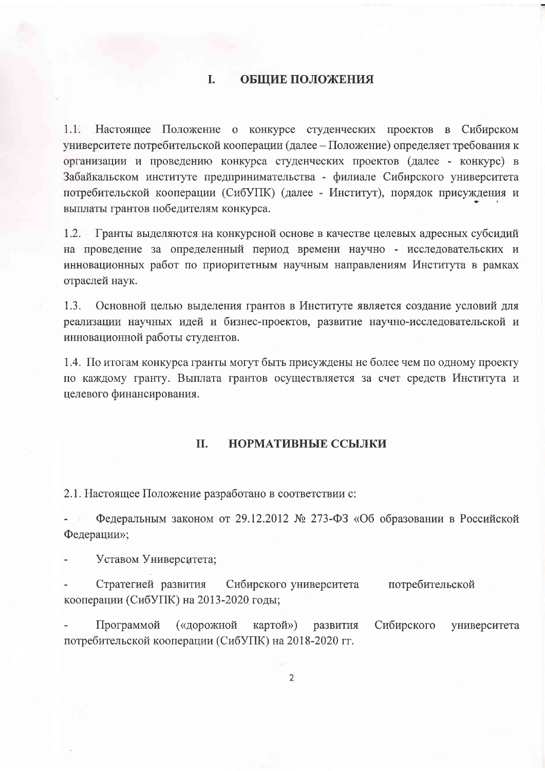## I. ОБЩИЕ ПОЛОЖЕНИЯ

1.1. Настоящее Положение о конкурсе студенческих проектов в Сибирском университете потребительской кооперации (далее – Положение) определяет требования к организации и проведению конкурса студенческих проектов (далее - конкурс) в Забайкальском институте предпринимательства - филиале Сибирского университета потребительской кооперации (СибУПК) (далее - Институт), порядок присуждения и выплаты грантов победителям конкурса.

1.2. Гранты выделяются на конкурсной основе в качестве целевых адресных субсидий на проведение за определенный период времени научно - исследовательских и инновационных работ по приоритетным научным направлениям Института в рамках отраслей наук.

1.3. Основной целью выделения грантов в Институте является создание условий для реализации научных идей и бизнес-проектов, развитие научно-исследовательской и инновационной работы студентов.

1.4. По итогам конкурса гранты могут быть присуждены не более чем по одному проекту по каждому гранту. Выплата грантов осуществляется за счет средств Института и целевого финансирования.

## II. НОРМАТИВНЫЕ ССЫЛКИ

2.1. Настоящее Положение разработано в соответствии с:

- Федеральным законом от 29.12.2012 № 273-ФЗ «Об образовании в Российской Федерации»;
- Уставом Университета;
- Стратегией развития Сибирского университета потребительской кооперации (СибУПК) на 2013-2020 годы;
- Программой («дорожной картой») развития Сибирского университета потребительской кооперации (СибУПК) на 2018-2020 гг.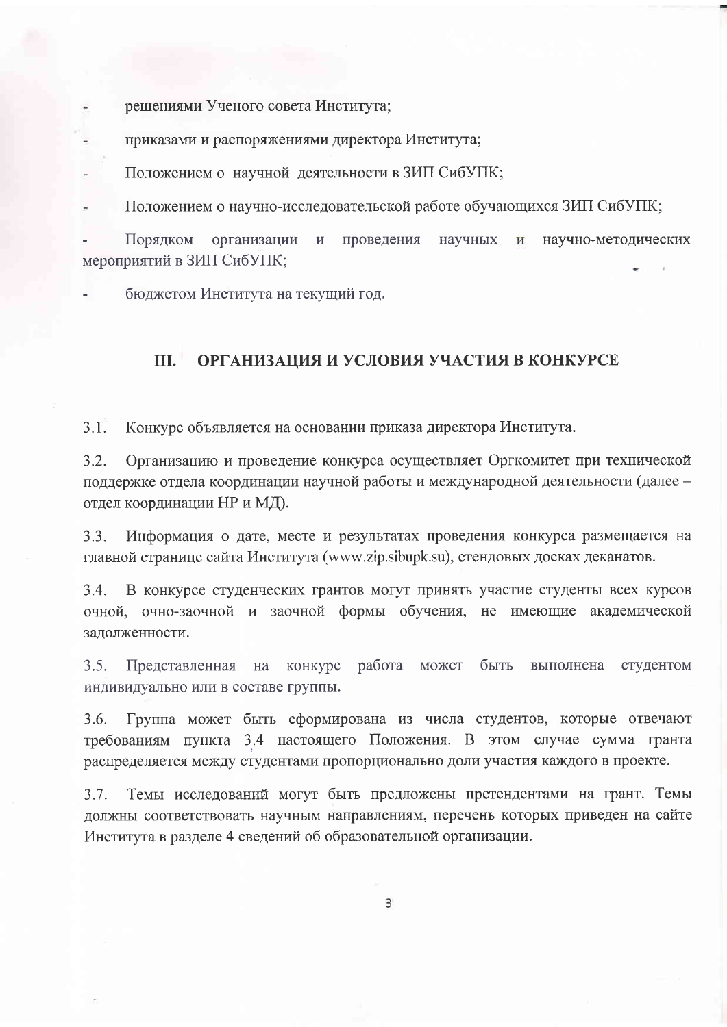- решениями Ученого совета Института;
- приказами и распоряжениями директора Института;
- Положением о научной деятельности в ЗИП СибУПК;
- Положением о научно-исследовательской работе обучающихся ЗИП СибУПК;
- Порядком организации и проведения научных и научно-методических мероприятий в ЗИП СибУПК;
- бюджетом Института на текущий год.

## III. ОРГАНИЗАЦИЯ И УСЛОВИЯ УЧАСТИЯ В КОНКУРСЕ

3.1. Конкурс объявляется на основании приказа директора Института.

3.2. Организацию и проведение конкурса осуществляет Оргкомитет при технической поддержке отдела координации научной работы и международной деятельности (далее – отдел координации НР и МД).

3.3. Информация о дате, месте и результатах проведения конкурса размещается на главной странице сайта Института (www.zip.sibupk.su), стендовых досках деканатов.

3.4. В конкурсе студенческих грантов могут принять участие студенты всех курсов очной, очно-заочной и заочной формы обучения, не имеющие академической задолженности.

3.5. Представленная на конкурс работа может быть выполнена студентом индивидуально или в составе группы.

3.6. Группа может быть сформирована из числа студентов, которые отвечают требованиям пункта 3.4 настоящего Положения. В этом случае сумма гранта распределяется между студентами пропорционально доли участия каждого в проекте.

3.7. Темы исследований могут быть предложены претендентами на грант. Темы должны соответствовать научным направлениям, перечень которых приведен на сайте Института в разделе 4 сведений об образовательной организации.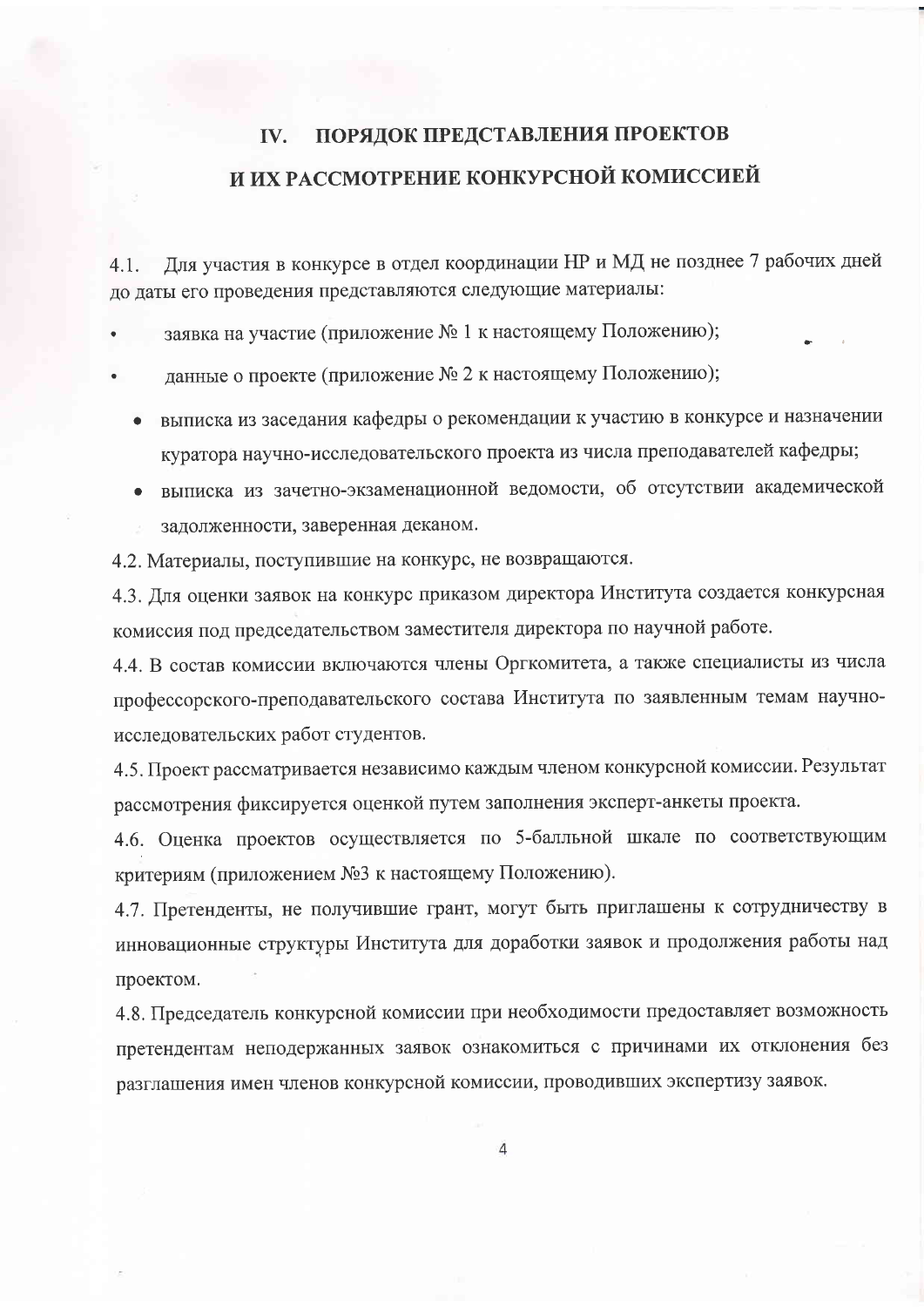## IV. ПОРЯДОК ПРЕДСТАВЛЕНИЯ ПРОЕКТОВ И ИХ РАССМОТРЕНИЕ КОНКУРСНОЙ КОМИССИЕЙ

4.1. Для участия в конкурсе в отдел координации НР и МД не позднее 7 рабочих дней до даты его проведения представляются следующие материалы:

- заявка на участие (приложение № 1 к настоящему Положению);
- данные о проекте (приложение № 2 к настоящему Положению);
- выписка из заседания кафедры о рекомендации к участию в конкурсе и назначении куратора научно-исследовательского проекта из числа преподавателей кафедры;
- выписка из зачетно-экзаменационной ведомости, об отсутствии академической задолженности, заверенная деканом.

4.2. Материалы, поступившие на конкурс, не возвращаются.

4.3. Для оценки заявок на конкурс приказом директора Института создается конкурсная комиссия под председательством заместителя директора по научной работе.

4.4. В состав комиссии включаются члены Оргкомитета, а также специалисты из числа профессорского-преподавательского состава Института по заявленным темам научно-исследовательских работ студентов.

4.5. Проект рассматривается независимо каждым членом конкурсной комиссии. Результат рассмотрения фиксируется оценкой путем заполнения эксперт-анкеты проекта.

4.6. Оценка проектов осуществляется по 5-балльной шкале по соответствующим критериям (приложением №3 к настоящему Положению).

4.7. Претенденты, не получившие грант, могут быть приглашены к сотрудничеству в инновационные структуры Института для доработки заявок и продолжения работы над проектом.

4.8. Председатель конкурсной комиссии при необходимости предоставляет возможность претендентам неподержанных заявок ознакомиться с причинами их отклонения без разглашения имен членов конкурсной комиссии, проводивших экспертизу заявок.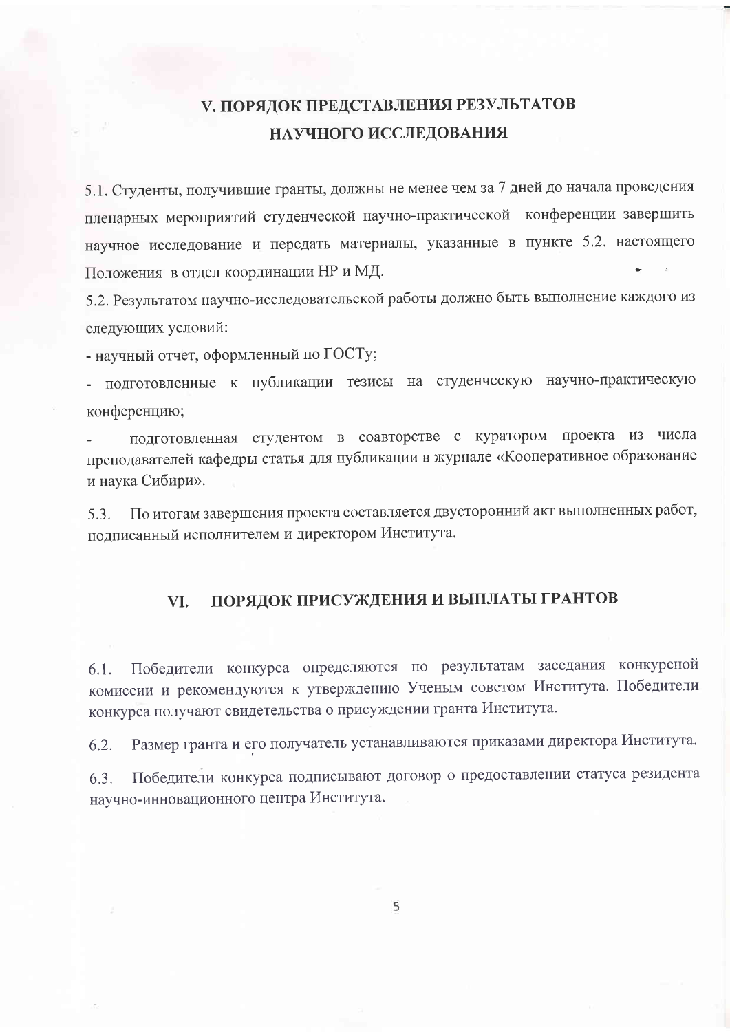## V. ПОРЯДОК ПРЕДСТАВЛЕНИЯ РЕЗУЛЬТАТОВ НАУЧНОГО ИССЛЕДОВАНИЯ

5.1. Студенты, получившие гранты, должны не менее чем за 7 дней до начала проведения пленарных мероприятий студенческой научно-практической конференции завершить научное исследование и передать материалы, указанные в пункте 5.2. настоящего Положения в отдел координации НР и МД.

5.2. Результатом научно-исследовательской работы должно быть выполнение каждого из следующих условий:

- научный отчет, оформленный по ГОСТу;
- подготовленные к публикации тезисы на студенческую научно-практическую конференцию;
- подготовленная студентом в соавторстве с куратором проекта из числа преподавателей кафедры статья для публикации в журнале «Кооперативное образование и наука Сибири».

5.3. По итогам завершения проекта составляется двусторонний акт выполненных работ, подписанный исполнителем и директором Института.

## VI. ПОРЯДОК ПРИСУЖДЕНИЯ И ВЫПЛАТЫ ГРАНТОВ

6.1. Победители конкурса определяются по результатам заседания конкурсной комиссии и рекомендуются к утверждению Ученым советом Института. Победители конкурса получают свидетельства о присуждении гранта Института.

6.2. Размер гранта и его получатель устанавливаются приказами директора Института.

6.3. Победители конкурса подписывают договор о предоставлении статуса резидента научно-инновационного центра Института.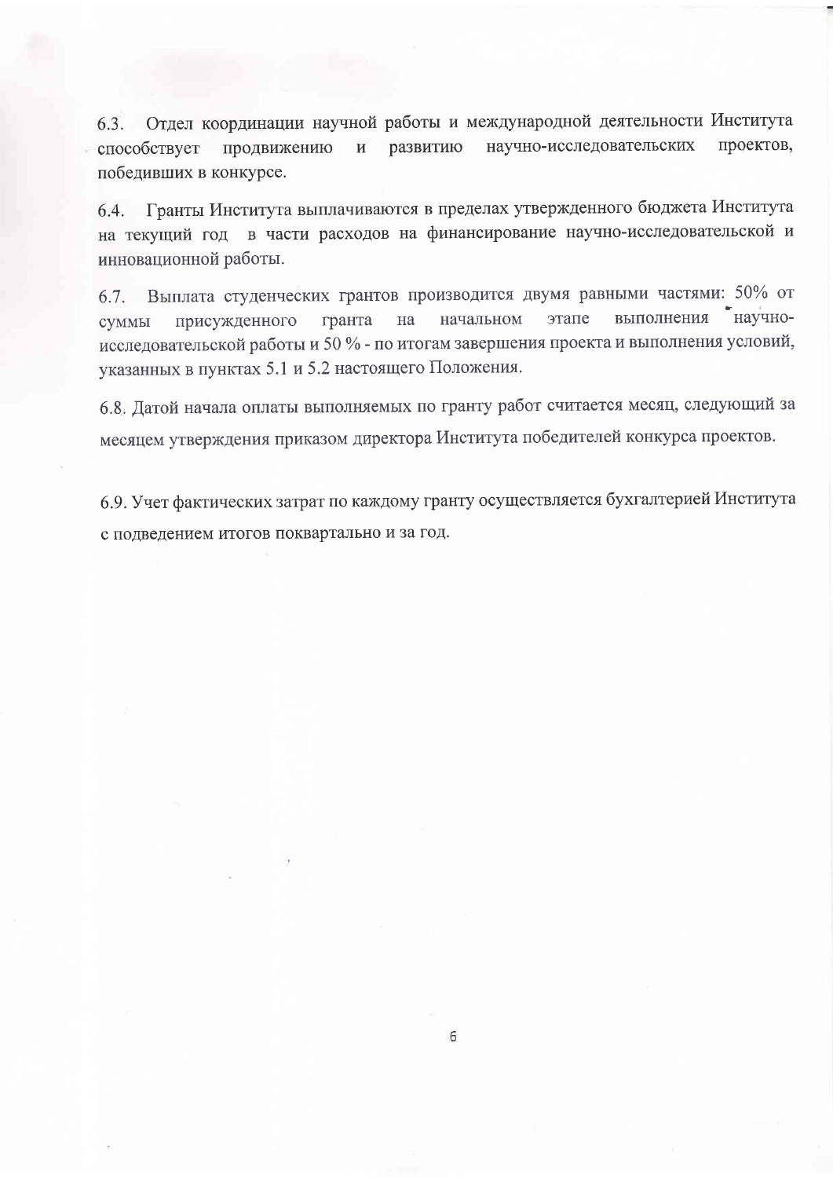6.3. Отдел координации научной работы и международной деятельности Института способствует продвижению и развитию научно-исследовательских проектов, победивших в конкурсе.

6.4. Гранты Института выплачиваются в пределах утвержденного бюджета Института на текущий год в части расходов на финансирование научно-исследовательской и инновационной работы.

6.7. Выплата студенческих грантов производится двумя равными частями: 50% от суммы присужденного гранта на начальном этапе выполнения научно-исследовательской работы и 50 % - по итогам завершения проекта и выполнения условий, указанных в пунктах 5.1 и 5.2 настоящего Положения.

6.8. Датой начала оплаты выполняемых по гранту работ считается месяц, следующий за месяцем утверждения приказом директора Института победителей конкурса проектов.

6.9. Учет фактических затрат по каждому гранту осуществляется бухгалтерией Института с подведением итогов поквартально и за год.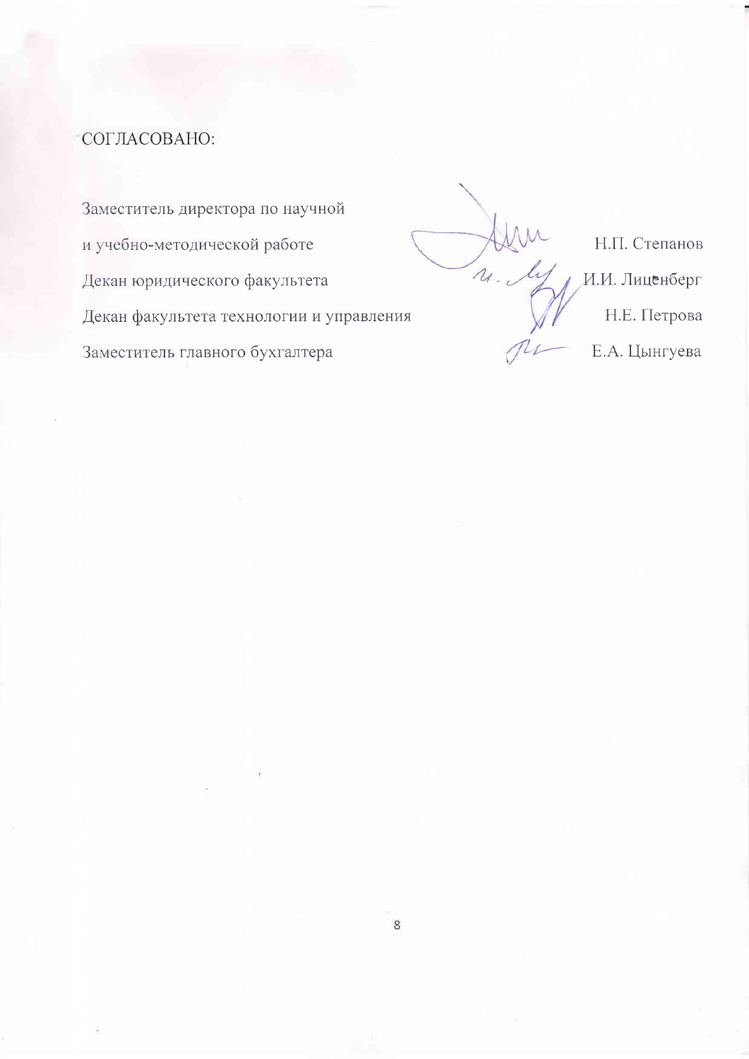СОГЛАСОВАНО:

| | |
|---|---|
| Заместитель директора по научной и учебно-методической работе | Н.П. Степанов |
| Декан юридического факультета | И.И. Лиценберг |
| Декан факультета технологии и управления | Н.Е. Петрова |
| Заместитель главного бухгалтера | Е.А. Цынгуева |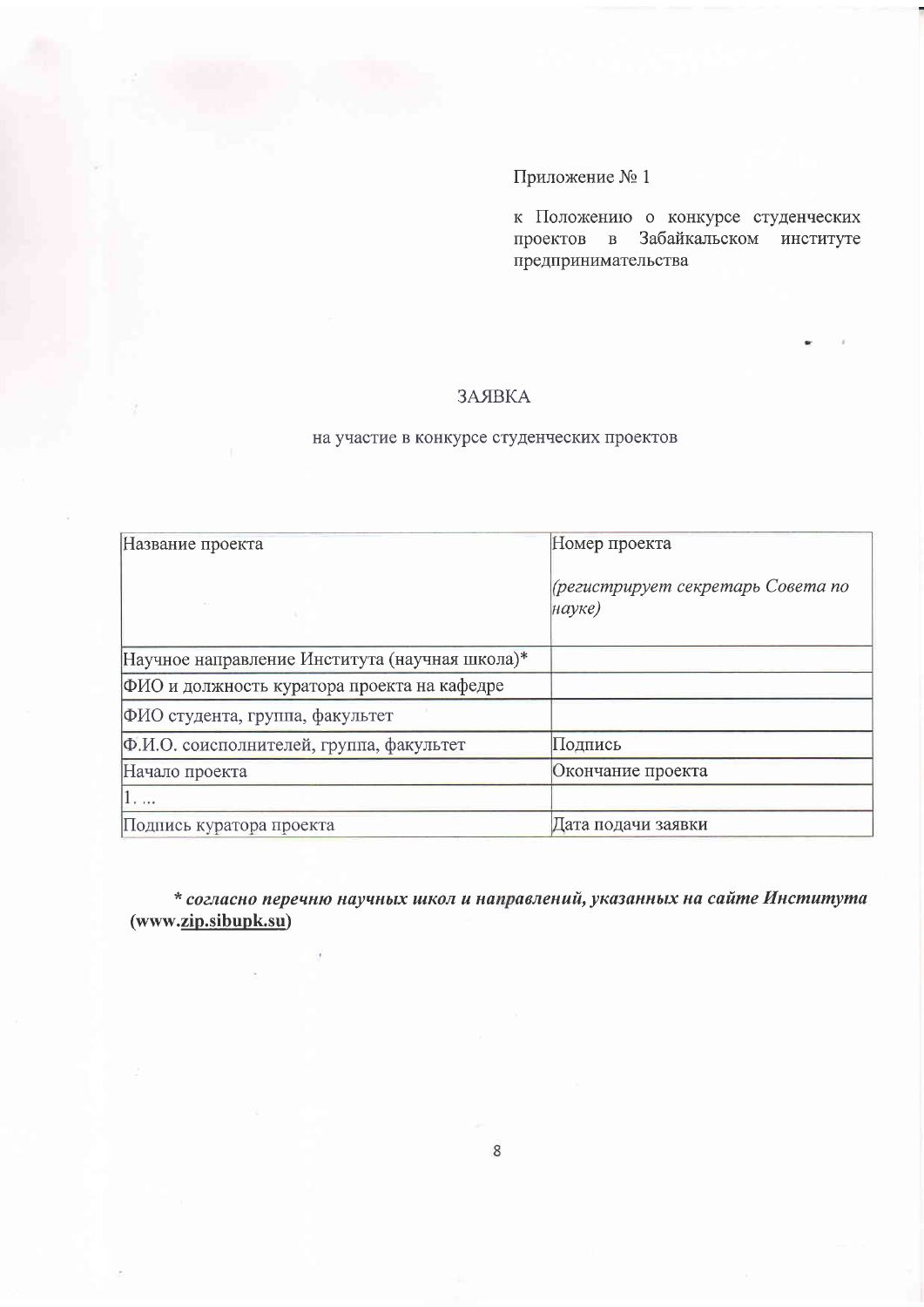Приложение № 1

к Положению о конкурсе студенческих проектов в Забайкальском институте предпринимательства

## ЗАЯВКА

на участие в конкурсе студенческих проектов

| Название проекта | Номер проекта<br><br>*(регистрирует секретарь Совета по науке)* |
|---|---|
| Научное направление Института (научная школа)* | |
| ФИО и должность куратора проекта на кафедре | |
| ФИО студента, группа, факультет | |
| Ф.И.О. соисполнителей, группа, факультет | Подпись |
| Начало проекта | Окончание проекта |
| 1. ... | |
| Подпись куратора проекта | Дата подачи заявки |

***\* согласно перечню научных школ и направлений, указанных на сайте Института* (www.zip.sibupk.su)**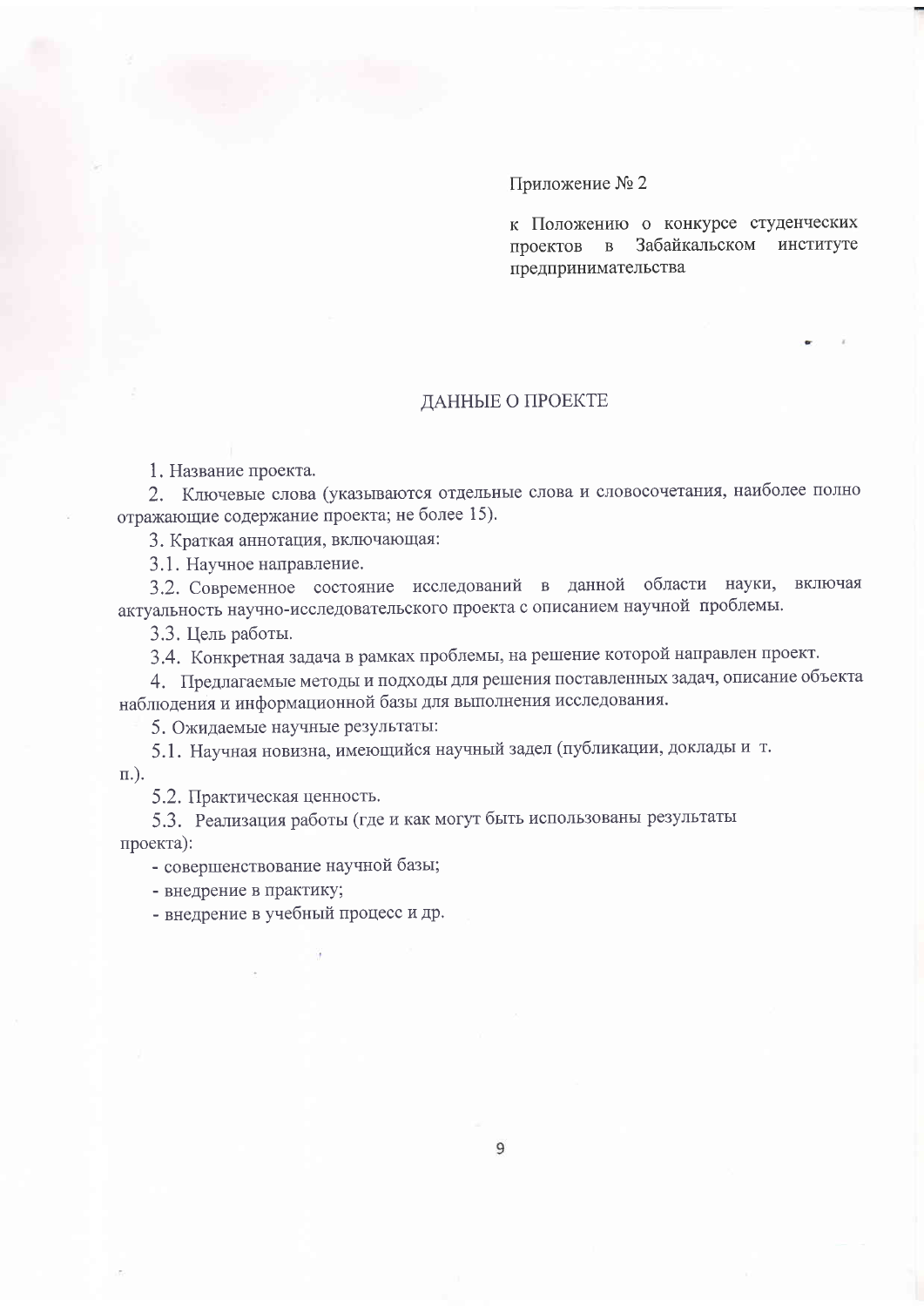Приложение № 2

к Положению о конкурсе студенческих проектов в Забайкальском институте предпринимательства

## ДАННЫЕ О ПРОЕКТЕ

1. Название проекта.

2. Ключевые слова (указываются отдельные слова и словосочетания, наиболее полно отражающие содержание проекта; не более 15).

3. Краткая аннотация, включающая:

3.1. Научное направление.

3.2. Современное состояние исследований в данной области науки, включая актуальность научно-исследовательского проекта с описанием научной проблемы.

3.3. Цель работы.

3.4. Конкретная задача в рамках проблемы, на решение которой направлен проект.

4. Предлагаемые методы и подходы для решения поставленных задач, описание объекта наблюдения и информационной базы для выполнения исследования.

5. Ожидаемые научные результаты:

5.1. Научная новизна, имеющийся научный задел (публикации, доклады и т. п.).

5.2. Практическая ценность.

5.3. Реализация работы (где и как могут быть использованы результаты проекта):

- совершенствование научной базы;
- внедрение в практику;
- внедрение в учебный процесс и др.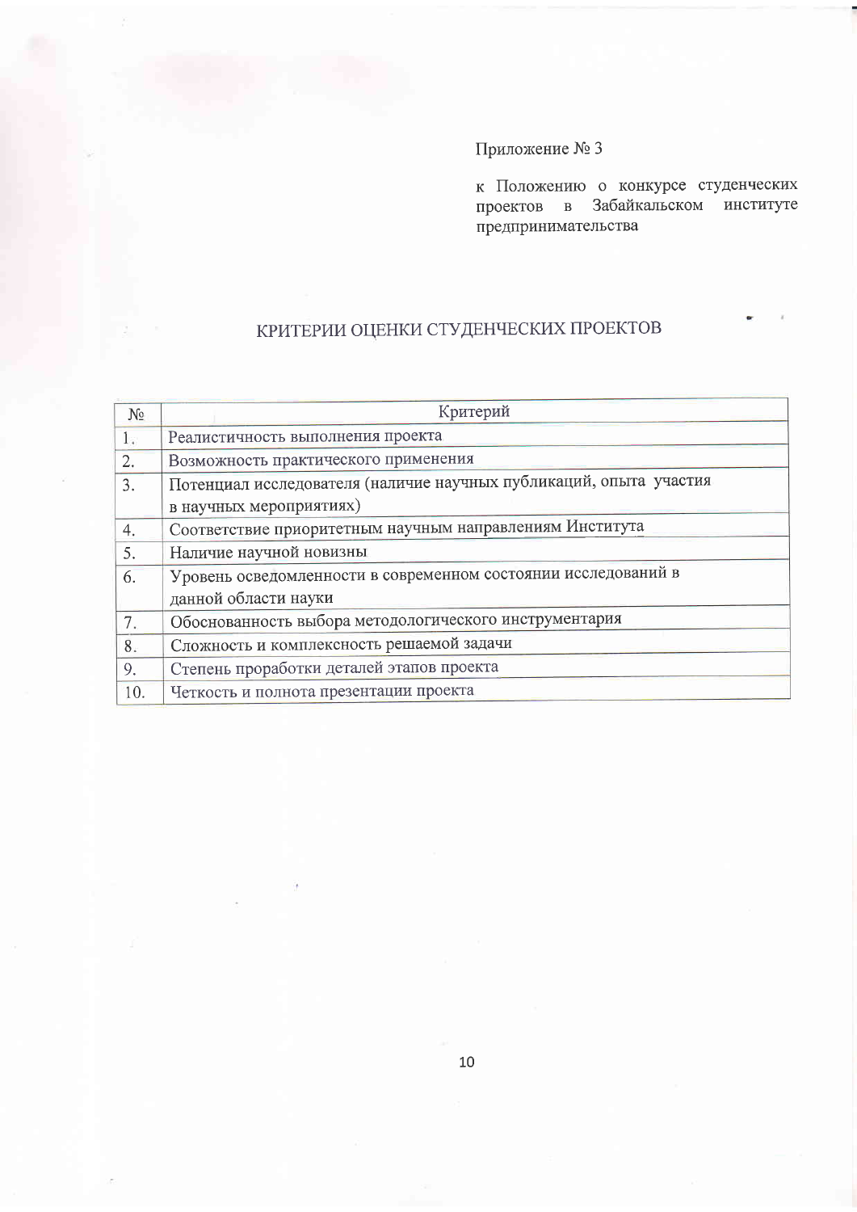Приложение № 3

к Положению о конкурсе студенческих проектов в Забайкальском институте предпринимательства

## КРИТЕРИИ ОЦЕНКИ СТУДЕНЧЕСКИХ ПРОЕКТОВ

| № | Критерий |
|---|---|
| 1. | Реалистичность выполнения проекта |
| 2. | Возможность практического применения |
| 3. | Потенциал исследователя (наличие научных публикаций, опыта участия в научных мероприятиях) |
| 4. | Соответствие приоритетным научным направлениям Института |
| 5. | Наличие научной новизны |
| 6. | Уровень осведомленности в современном состоянии исследований в данной области науки |
| 7. | Обоснованность выбора методологического инструментария |
| 8. | Сложность и комплексность решаемой задачи |
| 9. | Степень проработки деталей этапов проекта |
| 10. | Четкость и полнота презентации проекта |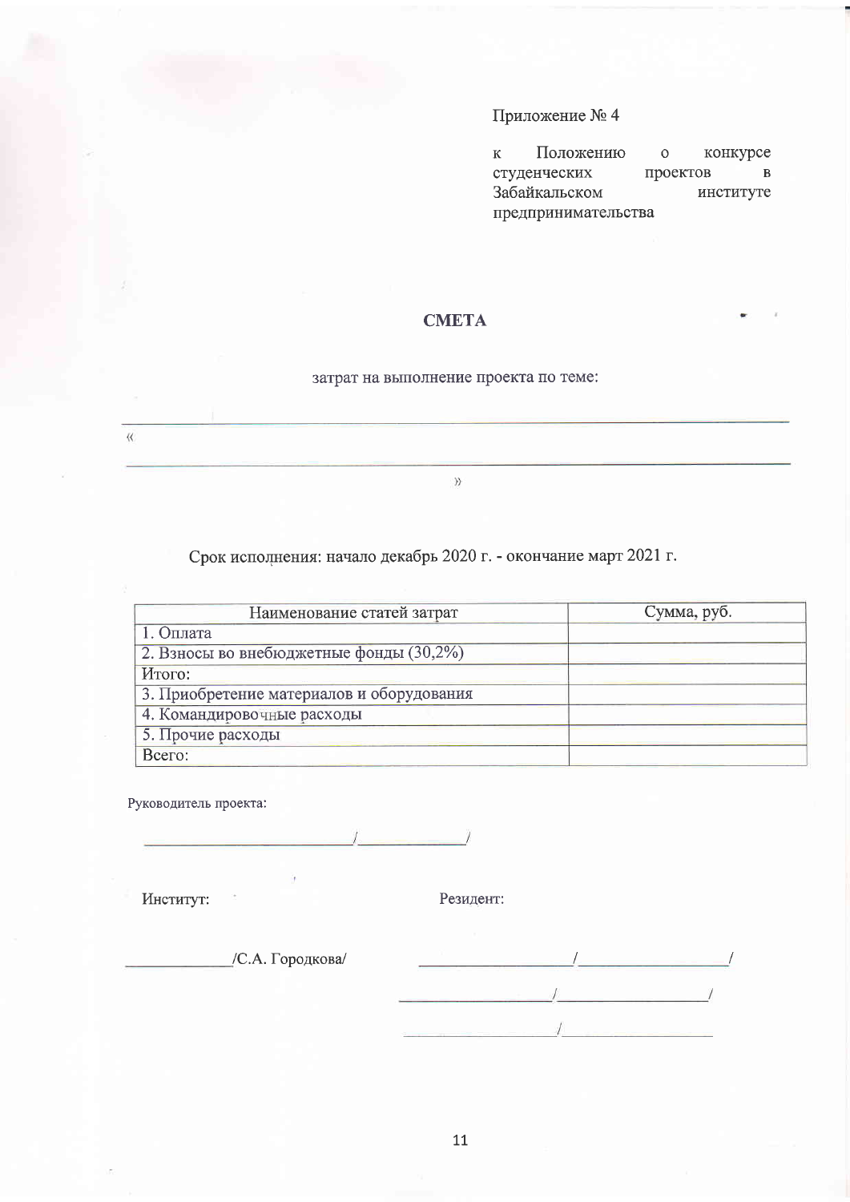Приложение № 4

к Положению о конкурсе студенческих проектов в Забайкальском институте предпринимательства

**СМЕТА**

затрат на выполнение проекта по теме:

«_______________________________________________________________________

_______________________________________________________________________»

Срок исполнения: начало декабрь 2020 г. - окончание март 2021 г.

| Наименование статей затрат | Сумма, руб. |
|---|---|
| 1. Оплата | |
| 2. Взносы во внебюджетные фонды (30,2%) | |
| Итого: | |
| 3. Приобретение материалов и оборудования | |
| 4. Командировочные расходы | |
| 5. Прочие расходы | |
| Всего: | |

Руководитель проекта:

________________________/____________/

Институт:

____________/С.А. Городкова/

Резидент:

__________________/__________________/

__________________/__________________/

__________________/__________________